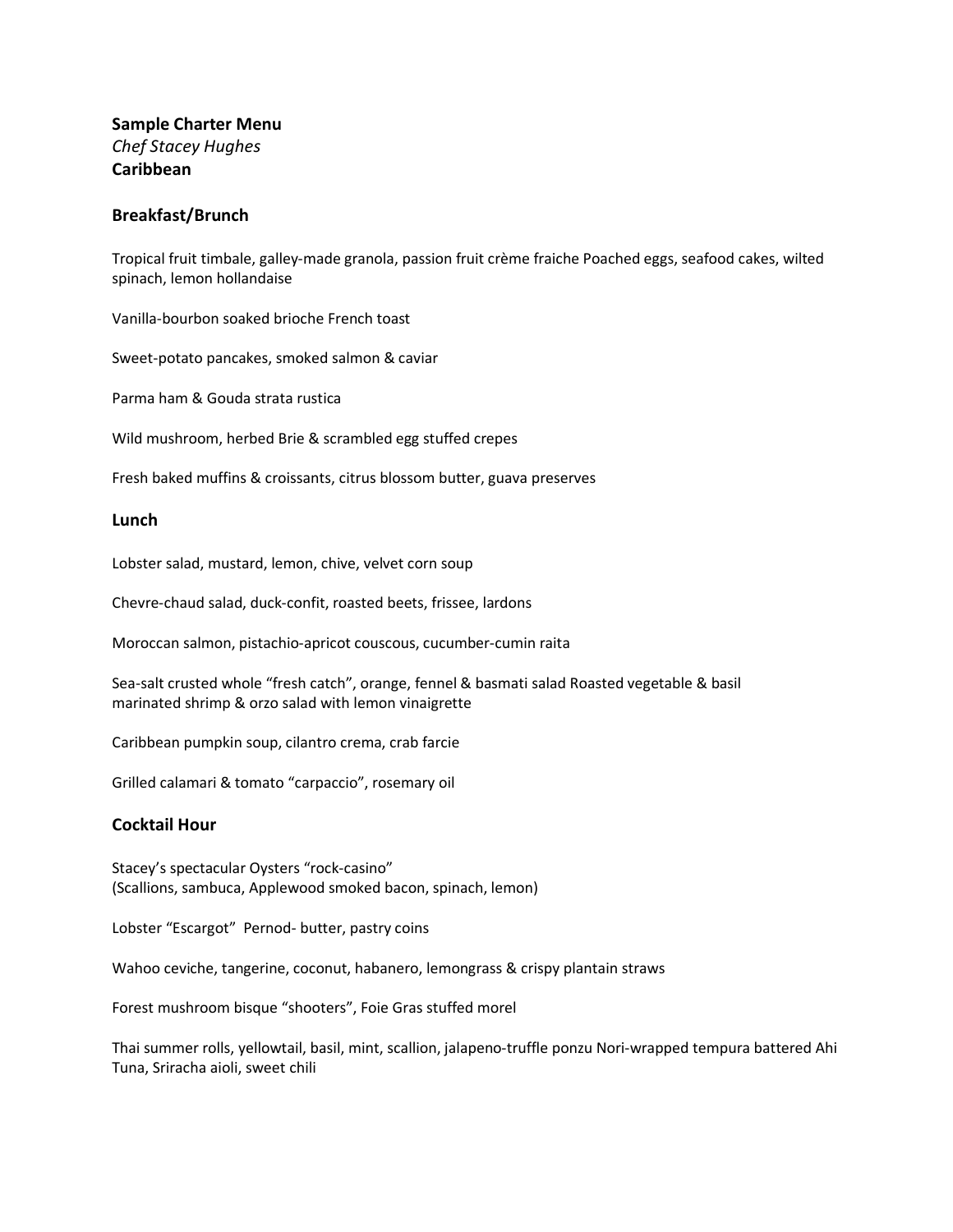**Sample Charter Menu**
*Chef Stacey Hughes*
**Caribbean**

## Breakfast/Brunch

Tropical fruit timbale, galley-made granola, passion fruit crème fraiche Poached eggs, seafood cakes, wilted spinach, lemon hollandaise

Vanilla-bourbon soaked brioche French toast

Sweet-potato pancakes, smoked salmon & caviar

Parma ham & Gouda strata rustica

Wild mushroom, herbed Brie & scrambled egg stuffed crepes

Fresh baked muffins & croissants, citrus blossom butter, guava preserves

## Lunch

Lobster salad, mustard, lemon, chive, velvet corn soup

Chevre-chaud salad, duck-confit, roasted beets, frissee, lardons

Moroccan salmon, pistachio-apricot couscous, cucumber-cumin raita

Sea-salt crusted whole "fresh catch", orange, fennel & basmati salad Roasted vegetable & basil marinated shrimp & orzo salad with lemon vinaigrette

Caribbean pumpkin soup, cilantro crema, crab farcie

Grilled calamari & tomato "carpaccio", rosemary oil

## Cocktail Hour

Stacey's spectacular Oysters "rock-casino"
(Scallions, sambuca, Applewood smoked bacon, spinach, lemon)

Lobster "Escargot" Pernod- butter, pastry coins

Wahoo ceviche, tangerine, coconut, habanero, lemongrass & crispy plantain straws

Forest mushroom bisque "shooters", Foie Gras stuffed morel

Thai summer rolls, yellowtail, basil, mint, scallion, jalapeno-truffle ponzu Nori-wrapped tempura battered Ahi Tuna, Sriracha aioli, sweet chili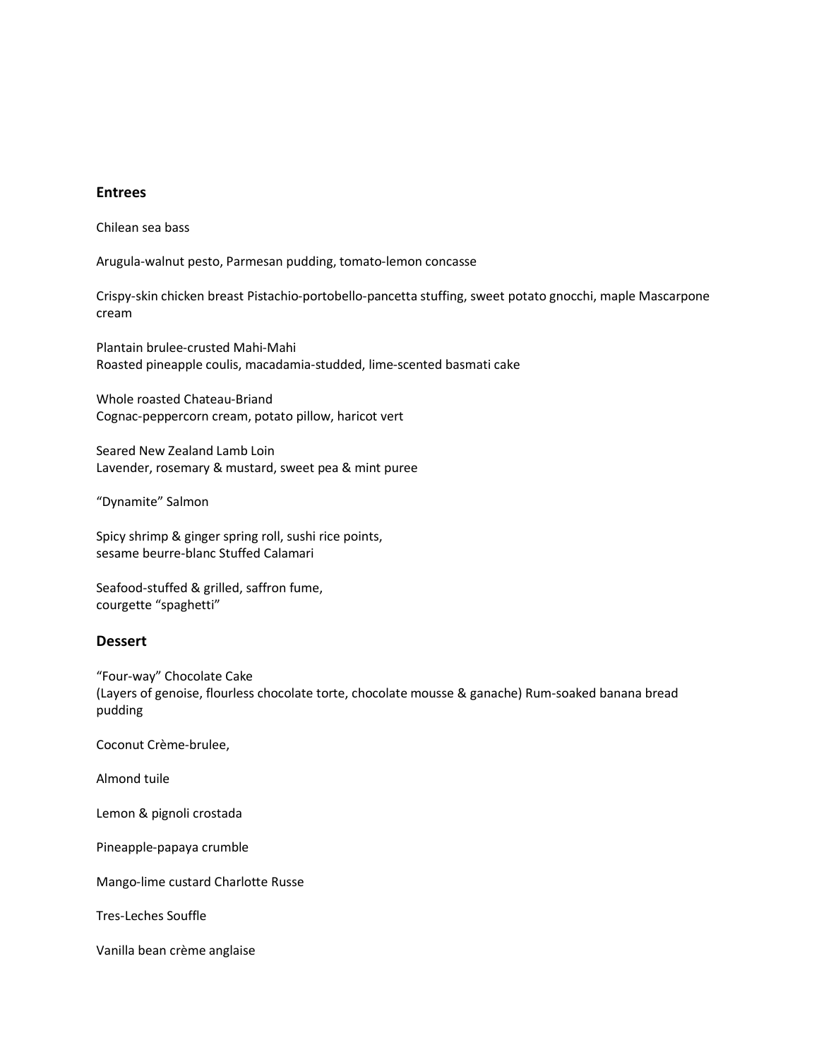## Entrees

Chilean sea bass

Arugula-walnut pesto, Parmesan pudding, tomato-lemon concasse

Crispy-skin chicken breast Pistachio-portobello-pancetta stuffing, sweet potato gnocchi, maple Mascarpone cream

Plantain brulee-crusted Mahi-Mahi
Roasted pineapple coulis, macadamia-studded, lime-scented basmati cake

Whole roasted Chateau-Briand
Cognac-peppercorn cream, potato pillow, haricot vert

Seared New Zealand Lamb Loin
Lavender, rosemary & mustard, sweet pea & mint puree

“Dynamite” Salmon

Spicy shrimp & ginger spring roll, sushi rice points,
sesame beurre-blanc Stuffed Calamari

Seafood-stuffed & grilled, saffron fume,
courgette “spaghetti”

## Dessert

“Four-way” Chocolate Cake
(Layers of genoise, flourless chocolate torte, chocolate mousse & ganache) Rum-soaked banana bread pudding

Coconut Crème-brulee,

Almond tuile

Lemon & pignoli crostada

Pineapple-papaya crumble

Mango-lime custard Charlotte Russe

Tres-Leches Souffle

Vanilla bean crème anglaise